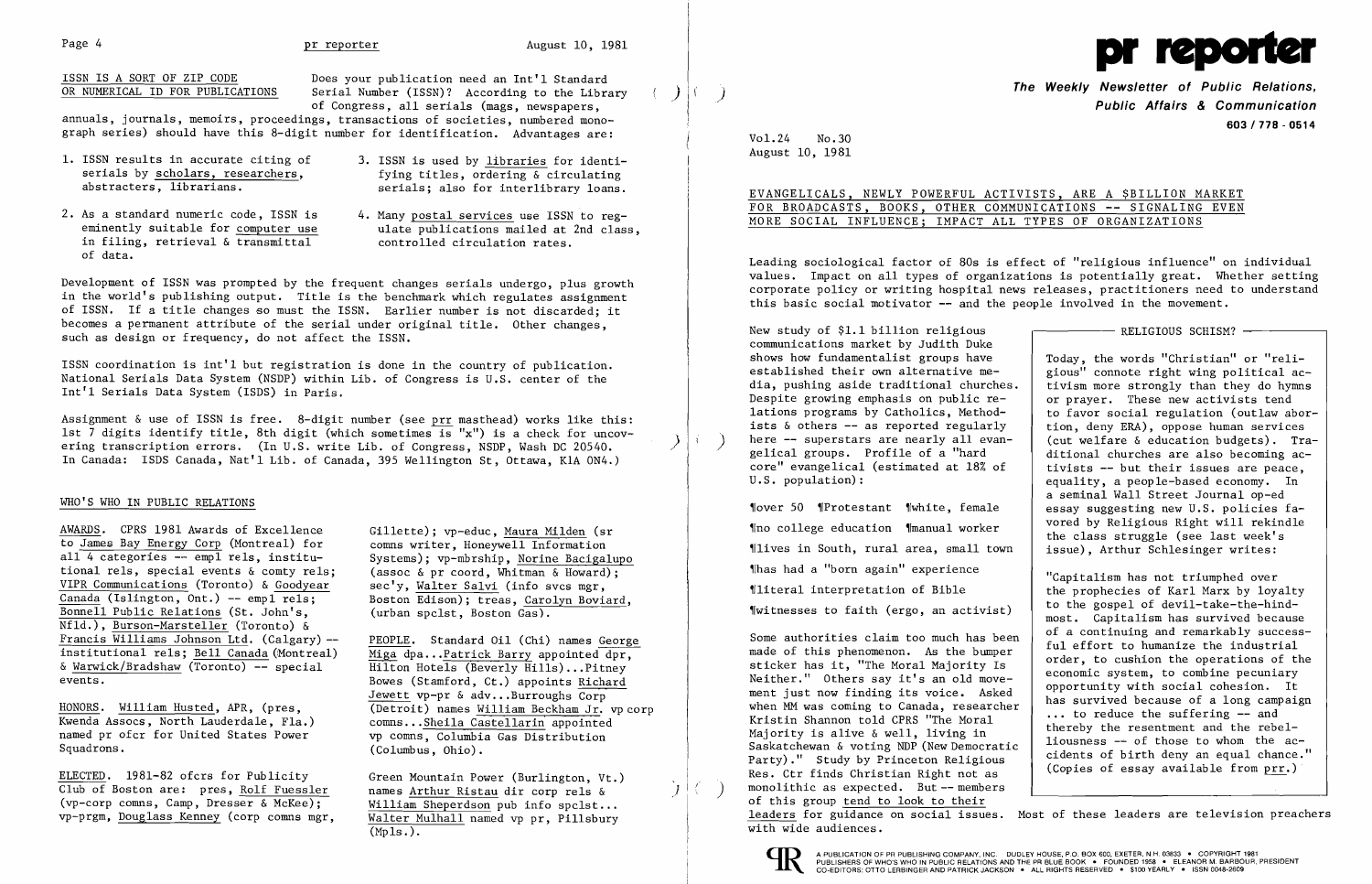## ISSN IS A SORT OF ZIP CODE OR NUMERICAL ID FOR PUBLICATIONS

Does your publication need an Int'l Standard Serial Number (ISSN)? According to the Library of Congress, all serials (mags, newspapers, annuals, journals, memoirs, proceedings, transactions of societies, numbered monograph series) should have this 8-digit number for identification. Advantages are:

1. ISSN results in accurate citing of serials by scholars, researchers, abstracters, librarians.
2. As a standard numeric code, ISSN is eminently suitable for computer use in filing, retrieval & transmittal of data.
3. ISSN is used by libraries for identifying titles, ordering & circulating serials; also for interlibrary loans.
4. Many postal services use ISSN to regulate publications mailed at 2nd class, controlled circulation rates.

Development of ISSN was prompted by the frequent changes serials undergo, plus growth in the world's publishing output. Title is the benchmark which regulates assignment of ISSN. If a title changes so must the ISSN. Earlier number is not discarded; it becomes a permanent attribute of the serial under original title. Other changes, such as design or frequency, do not affect the ISSN.

ISSN coordination is int'l but registration is done in the country of publication. National Serials Data System (NSDP) within Lib. of Congress is U.S. center of the Int'l Serials Data System (ISDS) in Paris.

Assignment & use of ISSN is free. 8-digit number (see prr masthead) works like this: 1st 7 digits identify title, 8th digit (which sometimes is "x") is a check for uncovering transcription errors. (In U.S. write Lib. of Congress, NSDP, Wash DC 20540. In Canada: ISDS Canada, Nat'l Lib. of Canada, 395 Wellington St, Ottawa, K1A 0N4.)

## WHO'S WHO IN PUBLIC RELATIONS

AWARDS. CPRS 1981 Awards of Excellence to James Bay Energy Corp (Montreal) for all 4 categories -- empl rels, institutional rels, special events & comty rels; VIPR Communications (Toronto) & Goodyear Canada (Islington, Ont.) -- empl rels; Bonnell Public Relations (St. John's, Nfld.), Burson-Marsteller (Toronto) & Francis Williams Johnson Ltd. (Calgary) -- institutional rels; Bell Canada (Montreal) & Warwick/Bradshaw (Toronto) -- special events.

HONORS. William Husted, APR, (pres, Kwenda Assocs, North Lauderdale, Fla.) named pr ofcr for United States Power Squadrons.

ELECTED. 1981-82 ofcrs for Publicity Club of Boston are: pres, Rolf Fuessler (vp-corp comns, Camp, Dresser & McKee); vp-prgm, Douglass Kenney (corp comns mgr, Gillette); vp-educ, Maura Milden (sr comns writer, Honeywell Information Systems); vp-mbrship, Norine Bacigalupo (assoc & pr coord, Whitman & Howard); sec'y, Walter Salvi (info svcs mgr, Boston Edison); treas, Carolyn Boviard, (urban spclst, Boston Gas).

PEOPLE. Standard Oil (Chi) names George Miga dpa...Patrick Barry appointed dpr, Hilton Hotels (Beverly Hills)...Pitney Bowes (Stamford, Ct.) appoints Richard Jewett vp-pr & adv...Burroughs Corp (Detroit) names William Beckham Jr. vp corp comns...Sheila Castellarin appointed vp comns, Columbia Gas Distribution (Columbus, Ohio).

Green Mountain Power (Burlington, Vt.) names Arthur Ristau dir corp rels & William Sheperdson pub info spclst... Walter Mulhall named vp pr, Pillsbury (Mpls.).

# pr reporter

**The Weekly Newsletter of Public Relations, Public Affairs & Communication**

**603 / 778 - 0514**

Vol.24 No.30
August 10, 1981

## EVANGELICALS, NEWLY POWERFUL ACTIVISTS, ARE A $BILLION MARKET FOR BROADCASTS, BOOKS, OTHER COMMUNICATIONS -- SIGNALING EVEN MORE SOCIAL INFLUENCE; IMPACT ALL TYPES OF ORGANIZATIONS

Leading sociological factor of 80s is effect of "religious influence" on individual values. Impact on all types of organizations is potentially great. Whether setting corporate policy or writing hospital news releases, practitioners need to understand this basic social motivator -- and the people involved in the movement.

New study of $1.1 billion religious communications market by Judith Duke shows how fundamentalist groups have established their own alternative media, pushing aside traditional churches. Despite growing emphasis on public relations programs by Catholics, Methodists & others -- as reported regularly here -- superstars are nearly all evangelical groups. Profile of a "hard core" evangelical (estimated at 18% of U.S. population):

¶over 50 ¶Protestant ¶white, female

¶no college education ¶manual worker

¶lives in South, rural area, small town

¶has had a "born again" experience

¶literal interpretation of Bible

¶witnesses to faith (ergo, an activist)

Some authorities claim too much has been made of this phenomenon. As the bumper sticker has it, "The Moral Majority Is Neither." Others say it's an old movement just now finding its voice. Asked when MM was coming to Canada, researcher Kristin Shannon told CPRS "The Moral Majority is alive & well, living in Saskatchewan & voting NDP (New Democratic Party)." Study by Princeton Religious Res. Ctr finds Christian Right not as monolithic as expected. But -- members of this group tend to look to their leaders for guidance on social issues. Most of these leaders are television preachers with wide audiences.

### RELIGIOUS SCHISM?

Today, the words "Christian" or "religious" connote right wing political activism more strongly than they do hymns or prayer. These new activists tend to favor social regulation (outlaw abortion, deny ERA), oppose human services (cut welfare & education budgets). Traditional churches are also becoming activists -- but their issues are peace, equality, a people-based economy. In a seminal Wall Street Journal op-ed essay suggesting new U.S. policies favored by Religious Right will rekindle the class struggle (see last week's issue), Arthur Schlesinger writes:

"Capitalism has not triumphed over the prophecies of Karl Marx by loyalty to the gospel of devil-take-the-hindmost. Capitalism has survived because of a continuing and remarkably successful effort to humanize the industrial order, to cushion the operations of the economic system, to combine pecuniary opportunity with social cohesion. It has survived because of a long campaign ... to reduce the suffering -- and thereby the resentment and the rebelliousness -- of those to whom the accidents of birth deny an equal chance." (Copies of essay available from prr.)

A PUBLICATION OF PR PUBLISHING COMPANY, INC. DUDLEY HOUSE, P.O. BOX 600, EXETER, N.H. 03833 • COPYRIGHT 1981 PUBLISHERS OF WHO'S WHO IN PUBLIC RELATIONS AND THE PR BLUE BOOK • FOUNDED 1958 • ELEANOR M. BARBOUR, PRESIDENT CO-EDITORS: OTTO LERBINGER AND PATRICK JACKSON • ALL RIGHTS RESERVED • $100 YEARLY • ISSN 0048-2609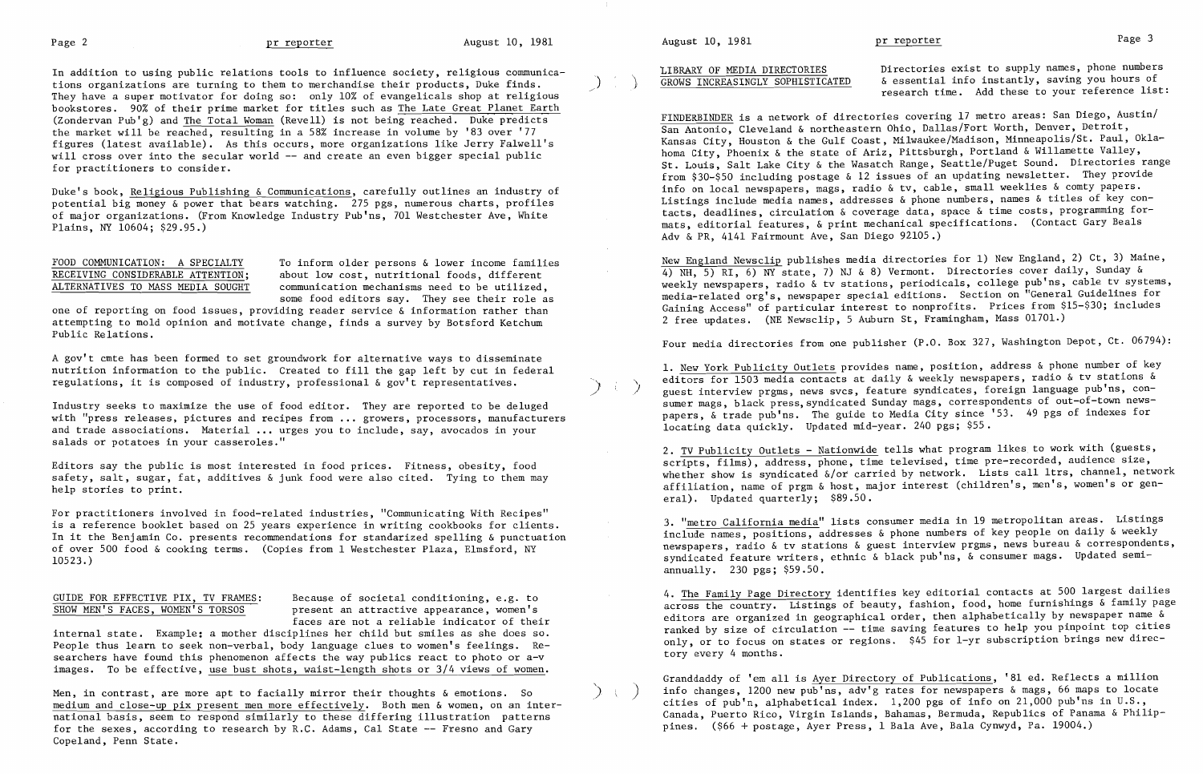In addition to using public relations tools to influence society, religious communications organizations are turning to them to merchandise their products, Duke finds. They have a super motivator for doing so: only 10% of evangelicals shop at religious bookstores. 90% of their prime market for titles such as The Late Great Planet Earth (Zondervan Pub'g) and The Total Woman (Revell) is not being reached. Duke predicts the market will be reached, resulting in a 58% increase in volume by '83 over '77 figures (latest available). As this occurs, more organizations like Jerry Falwell's will cross over into the secular world -- and create an even bigger special public for practitioners to consider.

Duke's book, Religious Publishing & Communications, carefully outlines an industry of potential big money & power that bears watching. 275 pgs, numerous charts, profiles of major organizations. (From Knowledge Industry Pub'ns, 701 Westchester Ave, White Plains, NY 10604; $29.95.)

**FOOD COMMUNICATION: A SPECIALTY RECEIVING CONSIDERABLE ATTENTION; ALTERNATIVES TO MASS MEDIA SOUGHT**

To inform older persons & lower income families about low cost, nutritional foods, different communication mechanisms need to be utilized, some food editors say. They see their role as one of reporting on food issues, providing reader service & information rather than attempting to mold opinion and motivate change, finds a survey by Botsford Ketchum Public Relations.

A gov't cmte has been formed to set groundwork for alternative ways to disseminate nutrition information to the public. Created to fill the gap left by cut in federal regulations, it is composed of industry, professional & gov't representatives.

Industry seeks to maximize the use of food editor. They are reported to be deluged with "press releases, pictures and recipes from ... growers, processors, manufacturers and trade associations. Material ... urges you to include, say, avocados in your salads or potatoes in your casseroles."

Editors say the public is most interested in food prices. Fitness, obesity, food safety, salt, sugar, fat, additives & junk food were also cited. Tying to them may help stories to print.

For practitioners involved in food-related industries, "Communicating With Recipes" is a reference booklet based on 25 years experience in writing cookbooks for clients. In it the Benjamin Co. presents recommendations for standardized spelling & punctuation of over 500 food & cooking terms. (Copies from 1 Westchester Plaza, Elmsford, NY 10523.)

**GUIDE FOR EFFECTIVE PIX, TV FRAMES: SHOW MEN'S FACES, WOMEN'S TORSOS**

Because of societal conditioning, e.g. to present an attractive appearance, women's faces are not a reliable indicator of their internal state. Example: a mother disciplines her child but smiles as she does so. People thus learn to seek non-verbal, body language clues to women's feelings. Researchers have found this phenomenon affects the way publics react to photo or a-v images. To be effective, use bust shots, waist-length shots or 3/4 views of women.

Men, in contrast, are more apt to facially mirror their thoughts & emotions. So medium and close-up pix present men more effectively. Both men & women, on an international basis, seem to respond similarly to these differing illustration patterns for the sexes, according to research by R.C. Adams, Cal State -- Fresno and Gary Copeland, Penn State.

**LIBRARY OF MEDIA DIRECTORIES GROWS INCREASINGLY SOPHISTICATED**

Directories exist to supply names, phone numbers & essential info instantly, saving you hours of research time. Add these to your reference list:

FINDERBINDER is a network of directories covering 17 metro areas: San Diego, Austin/San Antonio, Cleveland & northeastern Ohio, Dallas/Fort Worth, Denver, Detroit, Kansas City, Houston & the Gulf Coast, Milwaukee/Madison, Minneapolis/St. Paul, Oklahoma City, Phoenix & the state of Ariz, Pittsburgh, Portland & Willamette Valley, St. Louis, Salt Lake City & the Wasatch Range, Seattle/Puget Sound. Directories range from $30-$50 including postage & 12 issues of an updating newsletter. They provide info on local newspapers, mags, radio & tv, cable, small weeklies & comty papers. Listings include media names, addresses & phone numbers, names & titles of key contacts, deadlines, circulation & coverage data, space & time costs, programming formats, editorial features, & print mechanical specifications. (Contact Gary Beals Adv & PR, 4141 Fairmount Ave, San Diego 92105.)

New England Newsclip publishes media directories for 1) New England, 2) Ct, 3) Maine, 4) NH, 5) RI, 6) NY state, 7) NJ & 8) Vermont. Directories cover daily, Sunday & weekly newspapers, radio & tv stations, periodicals, college pub'ns, cable tv systems, media-related org's, newspaper special editions. Section on "General Guidelines for Gaining Access" of particular interest to nonprofits. Prices from $15-$30; includes 2 free updates. (NE Newsclip, 5 Auburn St, Framingham, Mass 01701.)

Four media directories from one publisher (P.O. Box 327, Washington Depot, Ct. 06794):

1. New York Publicity Outlets provides name, position, address & phone number of key editors for 1503 media contacts at daily & weekly newspapers, radio & tv stations & guest interview prgms, news svcs, feature syndicates, foreign language pub'ns, consumer mags, black press, syndicated Sunday mags, correspondents of out-of-town newspapers, & trade pub'ns. The guide to Media City since '53. 49 pgs of indexes for locating data quickly. Updated mid-year. 240 pgs; $55.

2. TV Publicity Outlets - Nationwide tells what program likes to work with (guests, scripts, films), address, phone, time televised, time pre-recorded, audience size, whether show is syndicated &/or carried by network. Lists call ltrs, channel, network affiliation, name of prgm & host, major interest (children's, men's, women's or general). Updated quarterly; $89.50.

3. "metro California media" lists consumer media in 19 metropolitan areas. Listings include names, positions, addresses & phone numbers of key people on daily & weekly newspapers, radio & tv stations & guest interview prgms, news bureau & correspondents, syndicated feature writers, ethnic & black pub'ns, & consumer mags. Updated semi-annually. 230 pgs; $59.50.

4. The Family Page Directory identifies key editorial contacts at 500 largest dailies across the country. Listings of beauty, fashion, food, home furnishings & family page editors are organized in geographical order, then alphabetically by newspaper name & ranked by size of circulation -- time saving features to help you pinpoint top cities only, or to focus on states or regions. $45 for 1-yr subscription brings new directory every 4 months.

Granddaddy of 'em all is Ayer Directory of Publications, '81 ed. Reflects a million info changes, 1200 new pub'ns, adv'g rates for newspapers & mags, 66 maps to locate cities of pub'n, alphabetical index. 1,200 pgs of info on 21,000 pub'ns in U.S., Canada, Puerto Rico, Virgin Islands, Bahamas, Bermuda, Republics of Panama & Philippines. ($66 + postage, Ayer Press, 1 Bala Ave, Bala Cynwyd, Pa. 19004.)